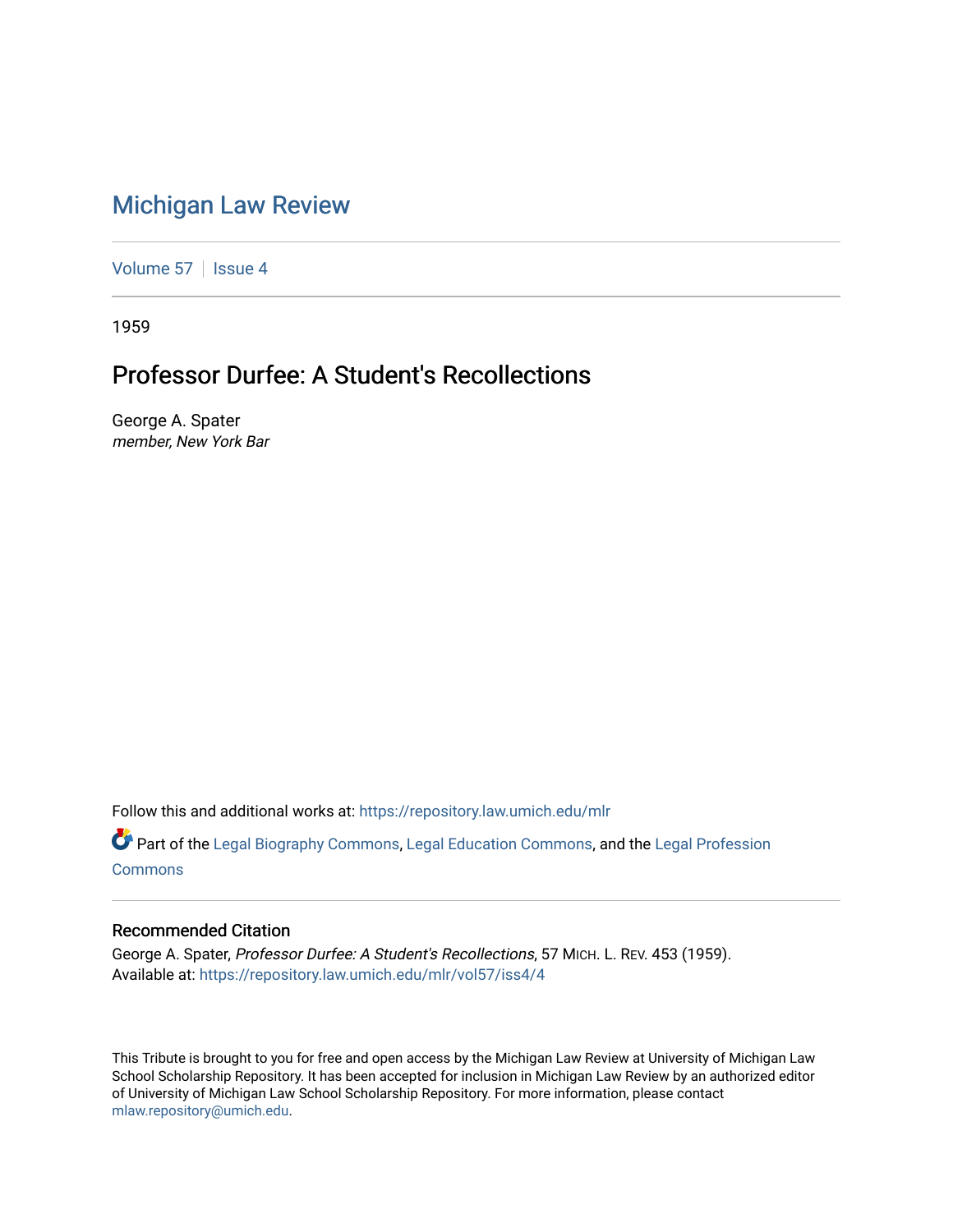# Michigan Law Review

Volume 57 | Issue 4

1959

## Professor Durfee: A Student's Recollections

George A. Spater
*member, New York Bar*

Follow this and additional works at: https://repository.law.umich.edu/mlr

Part of the Legal Biography Commons, Legal Education Commons, and the Legal Profession Commons

### Recommended Citation

George A. Spater, *Professor Durfee: A Student's Recollections*, 57 MICH. L. REV. 453 (1959).
Available at: https://repository.law.umich.edu/mlr/vol57/iss4/4

This Tribute is brought to you for free and open access by the Michigan Law Review at University of Michigan Law School Scholarship Repository. It has been accepted for inclusion in Michigan Law Review by an authorized editor of University of Michigan Law School Scholarship Repository. For more information, please contact mlaw.repository@umich.edu.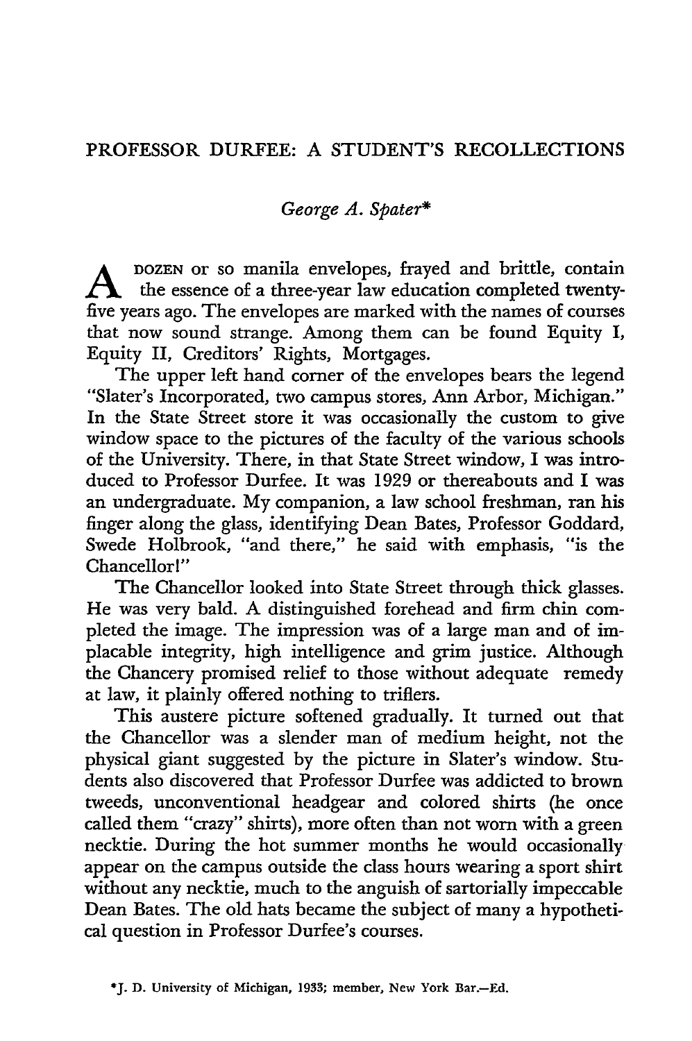# PROFESSOR DURFEE: A STUDENT'S RECOLLECTIONS

*George A. Spater**

A DOZEN or so manila envelopes, frayed and brittle, contain the essence of a three-year law education completed twenty-five years ago. The envelopes are marked with the names of courses that now sound strange. Among them can be found Equity I, Equity II, Creditors' Rights, Mortgages.

The upper left hand corner of the envelopes bears the legend "Slater's Incorporated, two campus stores, Ann Arbor, Michigan." In the State Street store it was occasionally the custom to give window space to the pictures of the faculty of the various schools of the University. There, in that State Street window, I was introduced to Professor Durfee. It was 1929 or thereabouts and I was an undergraduate. My companion, a law school freshman, ran his finger along the glass, identifying Dean Bates, Professor Goddard, Swede Holbrook, "and there," he said with emphasis, "is the Chancellor!"

The Chancellor looked into State Street through thick glasses. He was very bald. A distinguished forehead and firm chin completed the image. The impression was of a large man and of implacable integrity, high intelligence and grim justice. Although the Chancery promised relief to those without adequate remedy at law, it plainly offered nothing to triflers.

This austere picture softened gradually. It turned out that the Chancellor was a slender man of medium height, not the physical giant suggested by the picture in Slater's window. Students also discovered that Professor Durfee was addicted to brown tweeds, unconventional headgear and colored shirts (he once called them "crazy" shirts), more often than not worn with a green necktie. During the hot summer months he would occasionally appear on the campus outside the class hours wearing a sport shirt without any necktie, much to the anguish of sartorially impeccable Dean Bates. The old hats became the subject of many a hypothetical question in Professor Durfee's courses.

*J. D. University of Michigan, 1933; member, New York Bar.—Ed.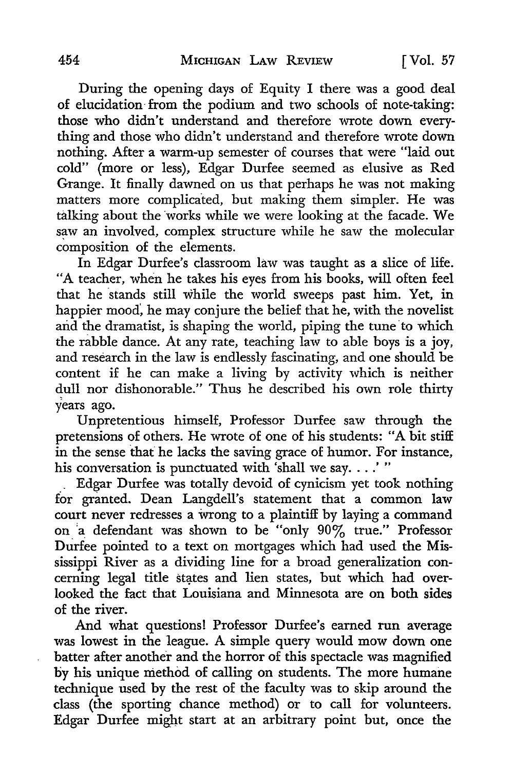During the opening days of Equity I there was a good deal of elucidation from the podium and two schools of note-taking: those who didn't understand and therefore wrote down everything and those who didn't understand and therefore wrote down nothing. After a warm-up semester of courses that were "laid out cold" (more or less), Edgar Durfee seemed as elusive as Red Grange. It finally dawned on us that perhaps he was not making matters more complicated, but making them simpler. He was talking about the works while we were looking at the facade. We saw an involved, complex structure while he saw the molecular composition of the elements.

In Edgar Durfee's classroom law was taught as a slice of life. "A teacher, when he takes his eyes from his books, will often feel that he stands still while the world sweeps past him. Yet, in happier mood, he may conjure the belief that he, with the novelist and the dramatist, is shaping the world, piping the tune to which the rabble dance. At any rate, teaching law to able boys is a joy, and research in the law is endlessly fascinating, and one should be content if he can make a living by activity which is neither dull nor dishonorable." Thus he described his own role thirty years ago.

Unpretentious himself, Professor Durfee saw through the pretensions of others. He wrote of one of his students: "A bit stiff in the sense that he lacks the saving grace of humor. For instance, his conversation is punctuated with 'shall we say. . . .' "

Edgar Durfee was totally devoid of cynicism yet took nothing for granted. Dean Langdell's statement that a common law court never redresses a wrong to a plaintiff by laying a command on a defendant was shown to be "only 90% true." Professor Durfee pointed to a text on mortgages which had used the Mississippi River as a dividing line for a broad generalization concerning legal title states and lien states, but which had overlooked the fact that Louisiana and Minnesota are on both sides of the river.

And what questions! Professor Durfee's earned run average was lowest in the league. A simple query would mow down one batter after another and the horror of this spectacle was magnified by his unique method of calling on students. The more humane technique used by the rest of the faculty was to skip around the class (the sporting chance method) or to call for volunteers. Edgar Durfee might start at an arbitrary point but, once the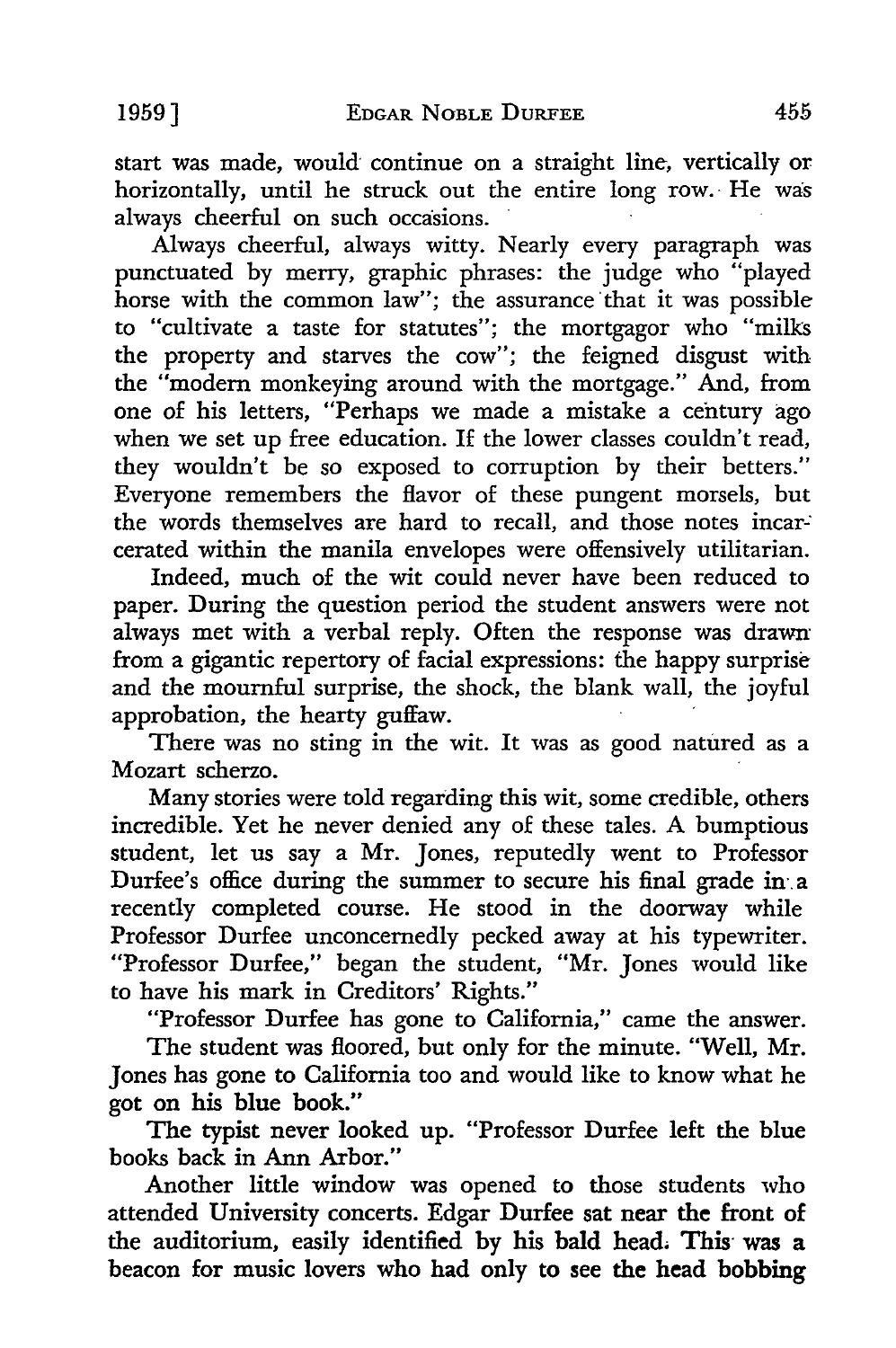start was made, would continue on a straight line, vertically or horizontally, until he struck out the entire long row. He was always cheerful on such occasions.

Always cheerful, always witty. Nearly every paragraph was punctuated by merry, graphic phrases: the judge who "played horse with the common law"; the assurance that it was possible to "cultivate a taste for statutes"; the mortgagor who "milks the property and starves the cow"; the feigned disgust with the "modern monkeying around with the mortgage." And, from one of his letters, "Perhaps we made a mistake a century ago when we set up free education. If the lower classes couldn't read, they wouldn't be so exposed to corruption by their betters." Everyone remembers the flavor of these pungent morsels, but the words themselves are hard to recall, and those notes incarcerated within the manila envelopes were offensively utilitarian.

Indeed, much of the wit could never have been reduced to paper. During the question period the student answers were not always met with a verbal reply. Often the response was drawn from a gigantic repertory of facial expressions: the happy surprise and the mournful surprise, the shock, the blank wall, the joyful approbation, the hearty guffaw.

There was no sting in the wit. It was as good natured as a Mozart scherzo.

Many stories were told regarding this wit, some credible, others incredible. Yet he never denied any of these tales. A bumptious student, let us say a Mr. Jones, reputedly went to Professor Durfee's office during the summer to secure his final grade in a recently completed course. He stood in the doorway while Professor Durfee unconcernedly pecked away at his typewriter. "Professor Durfee," began the student, "Mr. Jones would like to have his mark in Creditors' Rights."

"Professor Durfee has gone to California," came the answer.

The student was floored, but only for the minute. "Well, Mr. Jones has gone to California too and would like to know what he got on his blue book."

The typist never looked up. "Professor Durfee left the blue books back in Ann Arbor."

Another little window was opened to those students who attended University concerts. Edgar Durfee sat near the front of the auditorium, easily identified by his bald head. This was a beacon for music lovers who had only to see the head bobbing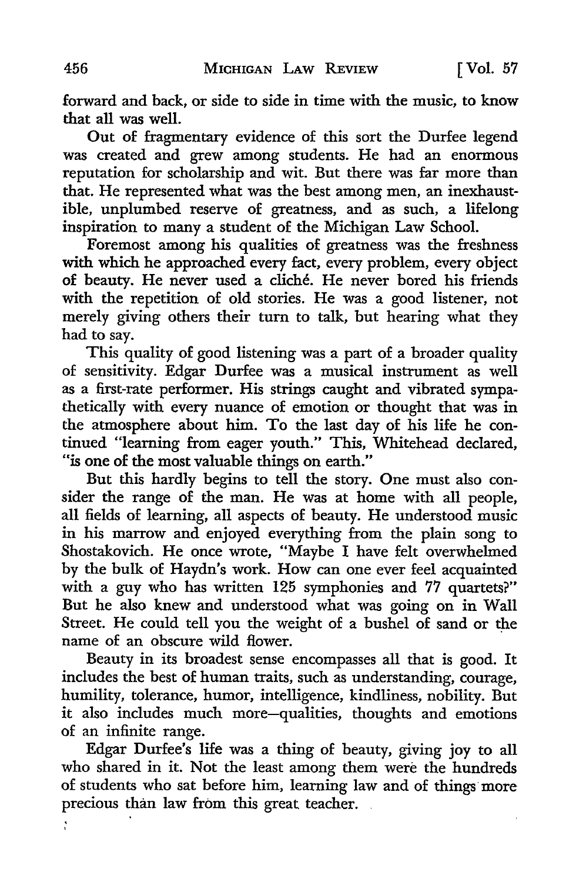forward and back, or side to side in time with the music, to know that all was well.

Out of fragmentary evidence of this sort the Durfee legend was created and grew among students. He had an enormous reputation for scholarship and wit. But there was far more than that. He represented what was the best among men, an inexhaustible, unplumbed reserve of greatness, and as such, a lifelong inspiration to many a student of the Michigan Law School.

Foremost among his qualities of greatness was the freshness with which he approached every fact, every problem, every object of beauty. He never used a cliché. He never bored his friends with the repetition of old stories. He was a good listener, not merely giving others their turn to talk, but hearing what they had to say.

This quality of good listening was a part of a broader quality of sensitivity. Edgar Durfee was a musical instrument as well as a first-rate performer. His strings caught and vibrated sympathetically with every nuance of emotion or thought that was in the atmosphere about him. To the last day of his life he continued "learning from eager youth." This, Whitehead declared, "is one of the most valuable things on earth."

But this hardly begins to tell the story. One must also consider the range of the man. He was at home with all people, all fields of learning, all aspects of beauty. He understood music in his marrow and enjoyed everything from the plain song to Shostakovich. He once wrote, "Maybe I have felt overwhelmed by the bulk of Haydn's work. How can one ever feel acquainted with a guy who has written 125 symphonies and 77 quartets?" But he also knew and understood what was going on in Wall Street. He could tell you the weight of a bushel of sand or the name of an obscure wild flower.

Beauty in its broadest sense encompasses all that is good. It includes the best of human traits, such as understanding, courage, humility, tolerance, humor, intelligence, kindliness, nobility. But it also includes much more—qualities, thoughts and emotions of an infinite range.

Edgar Durfee's life was a thing of beauty, giving joy to all who shared in it. Not the least among them were the hundreds of students who sat before him, learning law and of things more precious than law from this great teacher.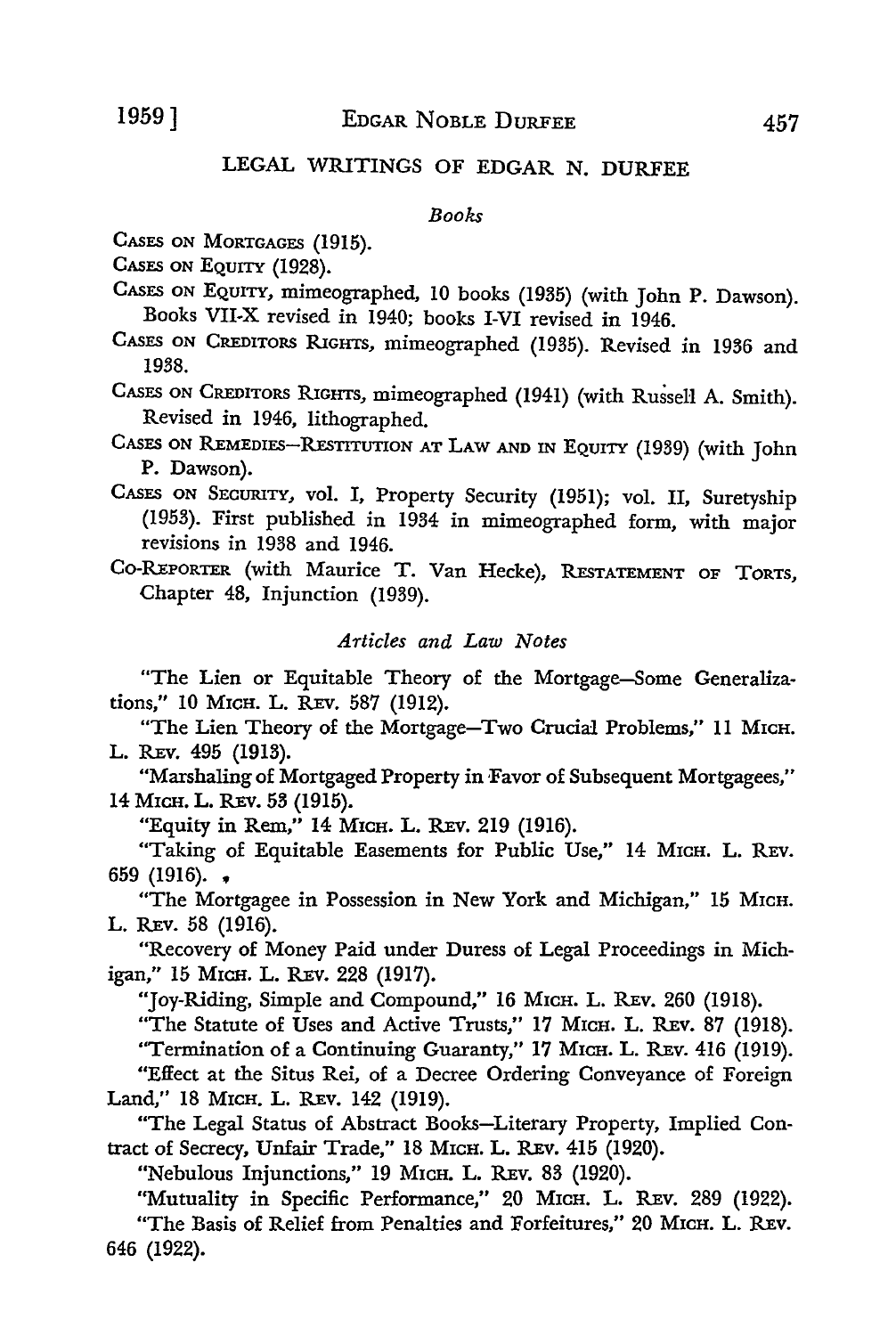## LEGAL WRITINGS OF EDGAR N. DURFEE

### *Books*

CASES ON MORTGAGES (1915).

CASES ON EQUITY (1928).

CASES ON EQUITY, mimeographed, 10 books (1935) (with John P. Dawson). Books VII-X revised in 1940; books I-VI revised in 1946.

CASES ON CREDITORS RIGHTS, mimeographed (1935). Revised in 1936 and 1938.

CASES ON CREDITORS RIGHTS, mimeographed (1941) (with Russell A. Smith). Revised in 1946, lithographed.

CASES ON REMEDIES—RESTITUTION AT LAW AND IN EQUITY (1939) (with John P. Dawson).

CASES ON SECURITY, vol. I, Property Security (1951); vol. II, Suretyship (1953). First published in 1934 in mimeographed form, with major revisions in 1938 and 1946.

CO-REPORTER (with Maurice T. Van Hecke), RESTATEMENT OF TORTS, Chapter 48, Injunction (1939).

### *Articles and Law Notes*

"The Lien or Equitable Theory of the Mortgage—Some Generalizations," 10 MICH. L. REV. 587 (1912).

"The Lien Theory of the Mortgage—Two Crucial Problems," 11 MICH. L. REV. 495 (1913).

"Marshaling of Mortgaged Property in Favor of Subsequent Mortgagees," 14 MICH. L. REV. 53 (1915).

"Equity in Rem," 14 MICH. L. REV. 219 (1916).

"Taking of Equitable Easements for Public Use," 14 MICH. L. REV. 659 (1916).

"The Mortgagee in Possession in New York and Michigan," 15 MICH. L. REV. 58 (1916).

"Recovery of Money Paid under Duress of Legal Proceedings in Michigan," 15 MICH. L. REV. 228 (1917).

"Joy-Riding, Simple and Compound," 16 MICH. L. REV. 260 (1918).

"The Statute of Uses and Active Trusts," 17 MICH. L. REV. 87 (1918).

"Termination of a Continuing Guaranty," 17 MICH. L. REV. 416 (1919).

"Effect at the Situs Rei, of a Decree Ordering Conveyance of Foreign Land," 18 MICH. L. REV. 142 (1919).

"The Legal Status of Abstract Books—Literary Property, Implied Contract of Secrecy, Unfair Trade," 18 MICH. L. REV. 415 (1920).

"Nebulous Injunctions," 19 MICH. L. REV. 83 (1920).

"Mutuality in Specific Performance," 20 MICH. L. REV. 289 (1922).

"The Basis of Relief from Penalties and Forfeitures," 20 MICH. L. REV. 646 (1922).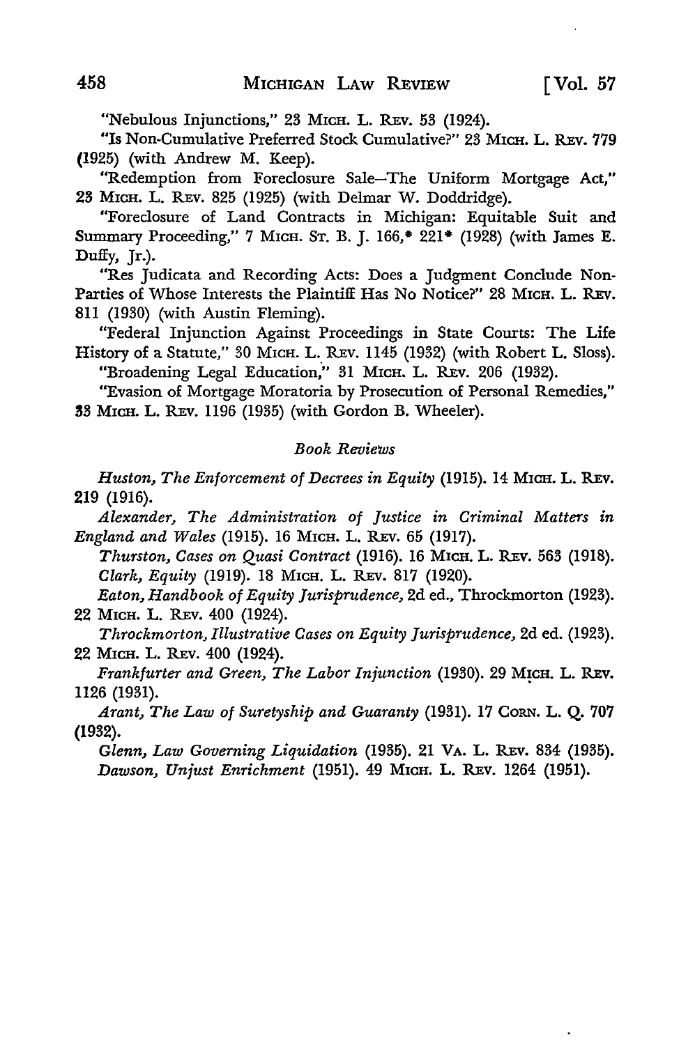"Nebulous Injunctions," 23 MICH. L. REV. 53 (1924).

"Is Non-Cumulative Preferred Stock Cumulative?" 23 MICH. L. REV. 779 (1925) (with Andrew M. Keep).

"Redemption from Foreclosure Sale—The Uniform Mortgage Act," 23 MICH. L. REV. 825 (1925) (with Delmar W. Doddridge).

"Foreclosure of Land Contracts in Michigan: Equitable Suit and Summary Proceeding," 7 MICH. ST. B. J. 166,* 221* (1928) (with James E. Duffy, Jr.).

"Res Judicata and Recording Acts: Does a Judgment Conclude Non-Parties of Whose Interests the Plaintiff Has No Notice?" 28 MICH. L. REV. 811 (1930) (with Austin Fleming).

"Federal Injunction Against Proceedings in State Courts: The Life History of a Statute," 30 MICH. L. REV. 1145 (1932) (with Robert L. Sloss).

"Broadening Legal Education," 31 MICH. L. REV. 206 (1932).

"Evasion of Mortgage Moratoria by Prosecution of Personal Remedies," 33 MICH. L. REV. 1196 (1935) (with Gordon B. Wheeler).

### *Book Reviews*

*Huston, The Enforcement of Decrees in Equity* (1915). 14 MICH. L. REV. 219 (1916).

*Alexander, The Administration of Justice in Criminal Matters in England and Wales* (1915). 16 MICH. L. REV. 65 (1917).

*Thurston, Cases on Quasi Contract* (1916). 16 MICH. L. REV. 563 (1918).

*Clark, Equity* (1919). 18 MICH. L. REV. 817 (1920).

*Eaton, Handbook of Equity Jurisprudence,* 2d ed., Throckmorton (1923). 22 MICH. L. REV. 400 (1924).

*Throckmorton, Illustrative Cases on Equity Jurisprudence,* 2d ed. (1923). 22 MICH. L. REV. 400 (1924).

*Frankfurter and Green, The Labor Injunction* (1930). 29 MICH. L. REV. 1126 (1931).

*Arant, The Law of Suretyship and Guaranty* (1931). 17 CORN. L. Q. 707 (1932).

*Glenn, Law Governing Liquidation* (1935). 21 VA. L. REV. 834 (1935).

*Dawson, Unjust Enrichment* (1951). 49 MICH. L. REV. 1264 (1951).